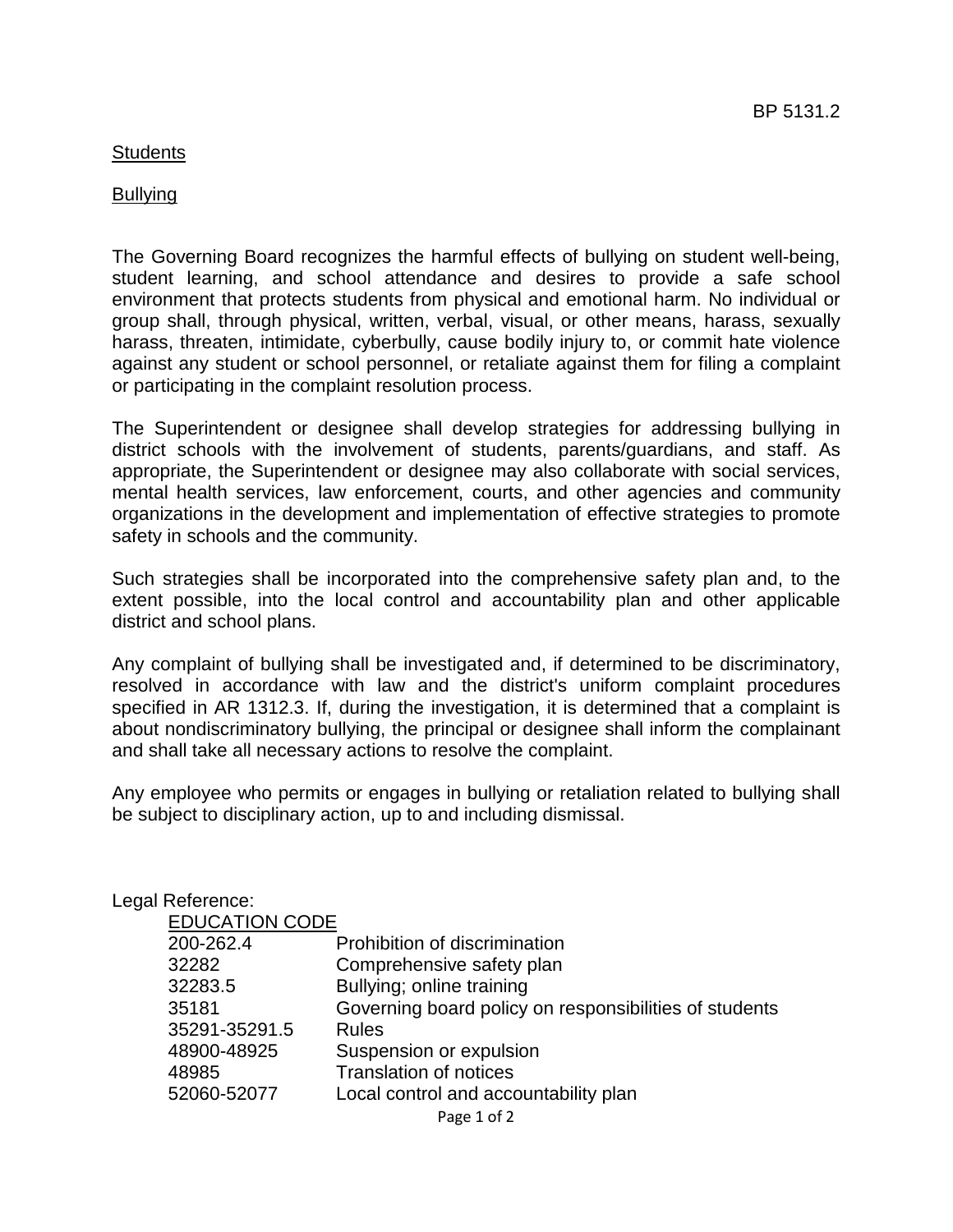BP 5131.2

Students

Bullying

The Governing Board recognizes the harmful effects of bullying on student well-being, student learning, and school attendance and desires to provide a safe school environment that protects students from physical and emotional harm. No individual or group shall, through physical, written, verbal, visual, or other means, harass, sexually harass, threaten, intimidate, cyberbully, cause bodily injury to, or commit hate violence against any student or school personnel, or retaliate against them for filing a complaint or participating in the complaint resolution process.

The Superintendent or designee shall develop strategies for addressing bullying in district schools with the involvement of students, parents/guardians, and staff. As appropriate, the Superintendent or designee may also collaborate with social services, mental health services, law enforcement, courts, and other agencies and community organizations in the development and implementation of effective strategies to promote safety in schools and the community.

Such strategies shall be incorporated into the comprehensive safety plan and, to the extent possible, into the local control and accountability plan and other applicable district and school plans.

Any complaint of bullying shall be investigated and, if determined to be discriminatory, resolved in accordance with law and the district's uniform complaint procedures specified in AR 1312.3. If, during the investigation, it is determined that a complaint is about nondiscriminatory bullying, the principal or designee shall inform the complainant and shall take all necessary actions to resolve the complaint.

Any employee who permits or engages in bullying or retaliation related to bullying shall be subject to disciplinary action, up to and including dismissal.

Legal Reference:

EDUCATION CODE

| | |
|---|---|
| 200-262.4 | Prohibition of discrimination |
| 32282 | Comprehensive safety plan |
| 32283.5 | Bullying; online training |
| 35181 | Governing board policy on responsibilities of students |
| 35291-35291.5 | Rules |
| 48900-48925 | Suspension or expulsion |
| 48985 | Translation of notices |
| 52060-52077 | Local control and accountability plan |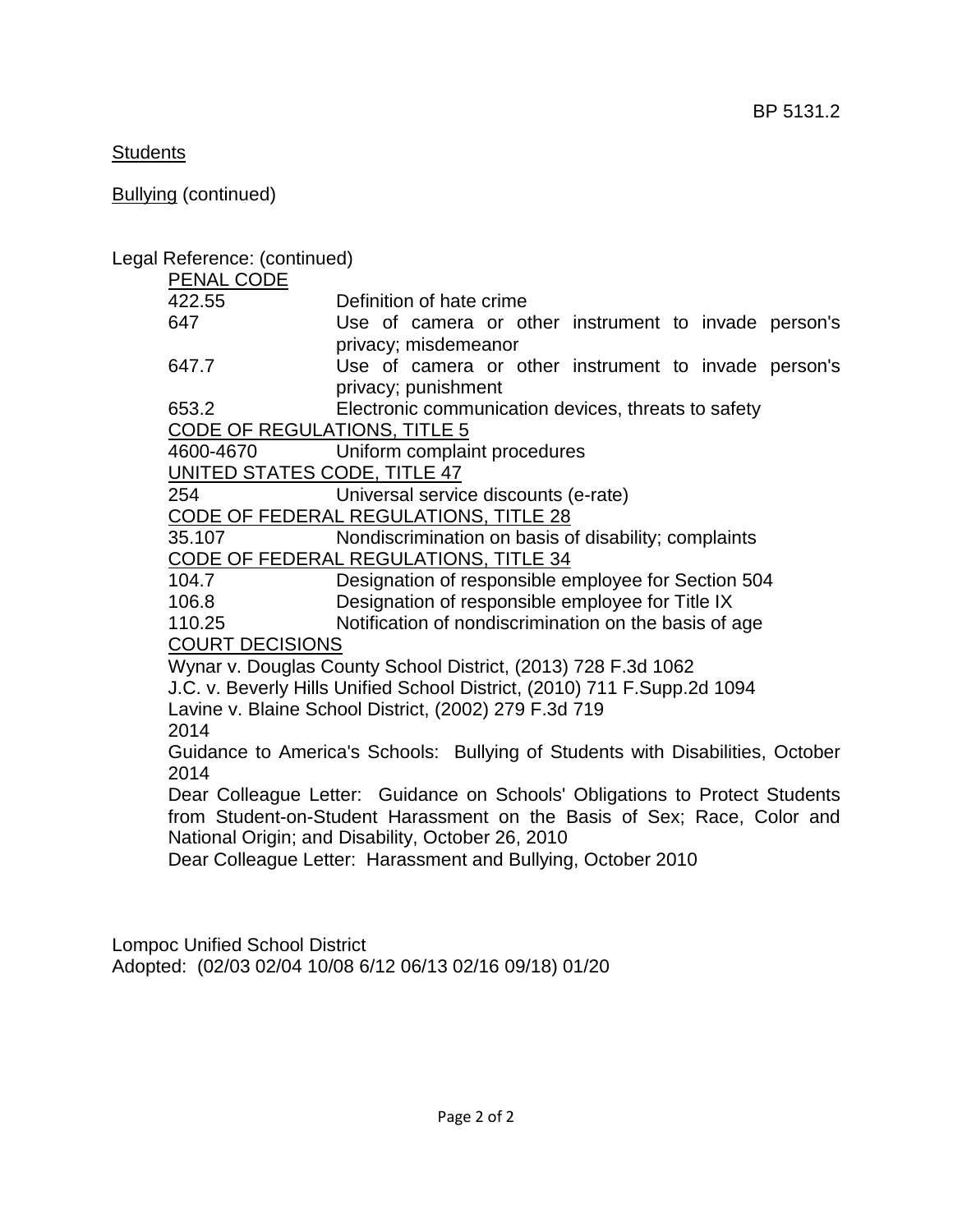Students

Bullying (continued)

Legal Reference: (continued)

PENAL CODE

| | |
|---|---|
| 422.55 | Definition of hate crime |
| 647 | Use of camera or other instrument to invade person's privacy; misdemeanor |
| 647.7 | Use of camera or other instrument to invade person's privacy; punishment |
| 653.2 | Electronic communication devices, threats to safety |

CODE OF REGULATIONS, TITLE 5

| | |
|---|---|
| 4600-4670 | Uniform complaint procedures |

UNITED STATES CODE, TITLE 47

| | |
|---|---|
| 254 | Universal service discounts (e-rate) |

CODE OF FEDERAL REGULATIONS, TITLE 28

| | |
|---|---|
| 35.107 | Nondiscrimination on basis of disability; complaints |

CODE OF FEDERAL REGULATIONS, TITLE 34

| | |
|---|---|
| 104.7 | Designation of responsible employee for Section 504 |
| 106.8 | Designation of responsible employee for Title IX |
| 110.25 | Notification of nondiscrimination on the basis of age |

COURT DECISIONS

Wynar v. Douglas County School District, (2013) 728 F.3d 1062

J.C. v. Beverly Hills Unified School District, (2010) 711 F.Supp.2d 1094

Lavine v. Blaine School District, (2002) 279 F.3d 719

2014

Guidance to America's Schools: Bullying of Students with Disabilities, October 2014

Dear Colleague Letter: Guidance on Schools' Obligations to Protect Students from Student-on-Student Harassment on the Basis of Sex; Race, Color and National Origin; and Disability, October 26, 2010

Dear Colleague Letter: Harassment and Bullying, October 2010

Lompoc Unified School District
Adopted: (02/03 02/04 10/08 6/12 06/13 02/16 09/18) 01/20